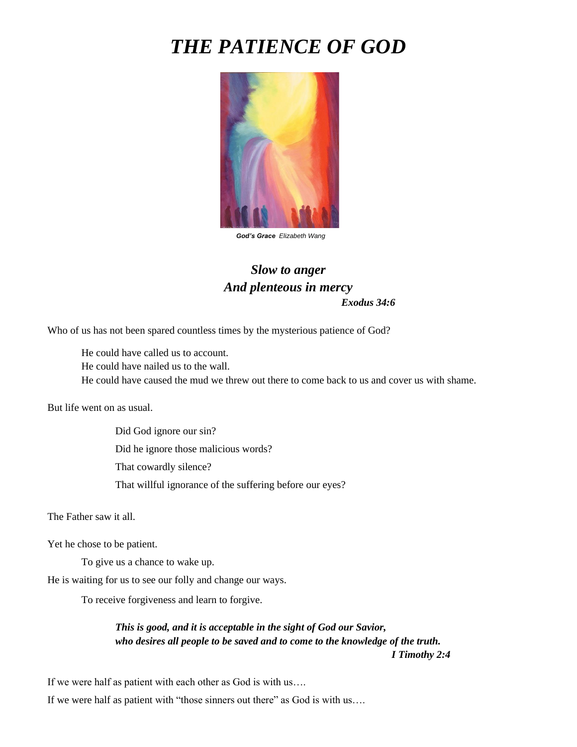# *THE PATIENCE OF GOD*

***God's Grace*** *Elizabeth Wang*

***Slow to anger***
***And plenteous in mercy***
***Exodus 34:6***

Who of us has not been spared countless times by the mysterious patience of God?

He could have called us to account.
He could have nailed us to the wall.
He could have caused the mud we threw out there to come back to us and cover us with shame.

But life went on as usual.

Did God ignore our sin?

Did he ignore those malicious words?

That cowardly silence?

That willful ignorance of the suffering before our eyes?

The Father saw it all.

Yet he chose to be patient.

To give us a chance to wake up.

He is waiting for us to see our folly and change our ways.

To receive forgiveness and learn to forgive.

***This is good, and it is acceptable in the sight of God our Savior,***
***who desires all people to be saved and to come to the knowledge of the truth.***
***I Timothy 2:4***

If we were half as patient with each other as God is with us….

If we were half as patient with "those sinners out there" as God is with us….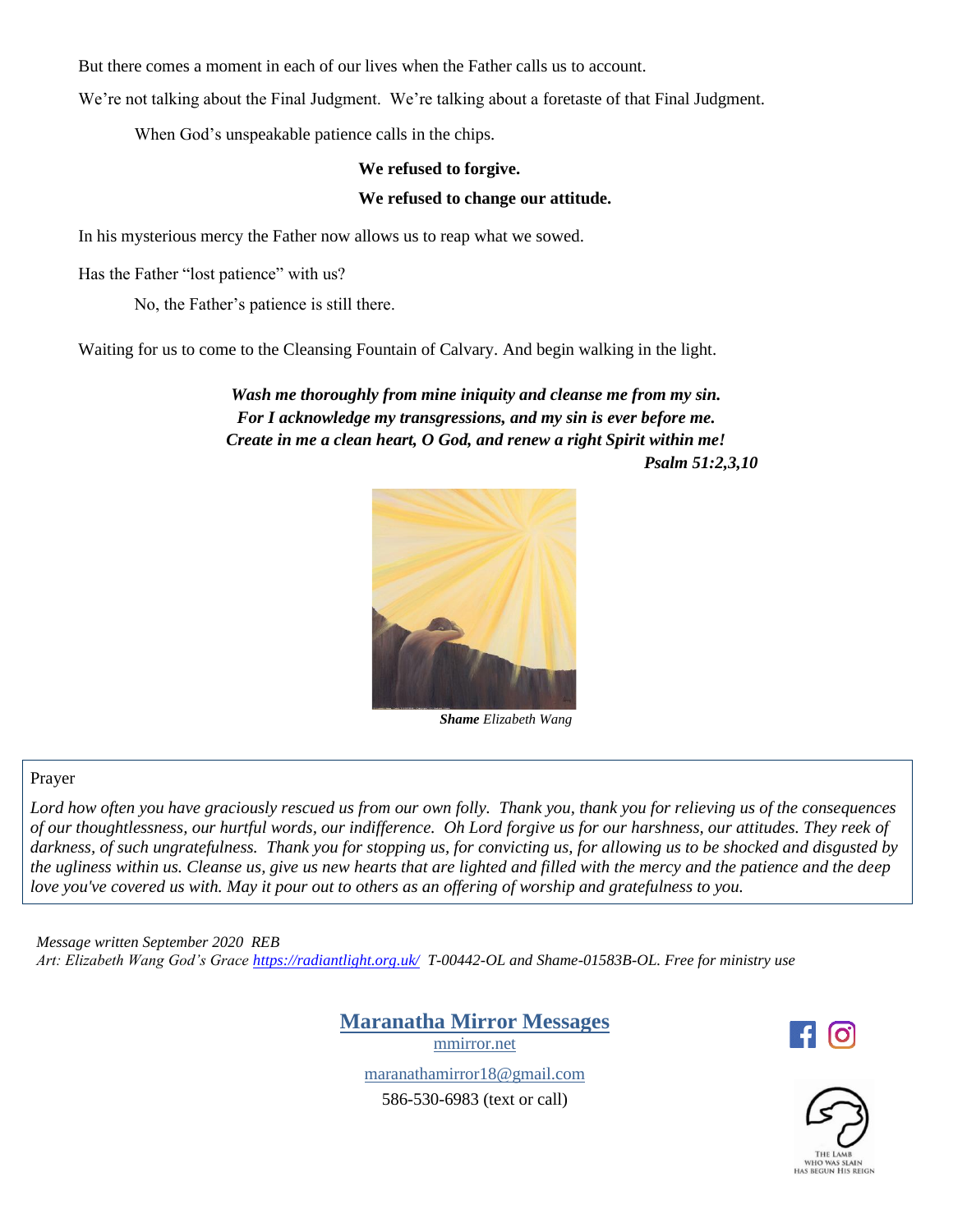But there comes a moment in each of our lives when the Father calls us to account.

We're not talking about the Final Judgment. We're talking about a foretaste of that Final Judgment.

When God's unspeakable patience calls in the chips.

**We refused to forgive.**

**We refused to change our attitude.**

In his mysterious mercy the Father now allows us to reap what we sowed.

Has the Father "lost patience" with us?

No, the Father's patience is still there.

Waiting for us to come to the Cleansing Fountain of Calvary. And begin walking in the light.

***Wash me thoroughly from mine iniquity and cleanse me from my sin.***
***For I acknowledge my transgressions, and my sin is ever before me.***
***Create in me a clean heart, O God, and renew a right Spirit within me!***
***Psalm 51:2,3,10***

***Shame*** *Elizabeth Wang*

Prayer

*Lord how often you have graciously rescued us from our own folly. Thank you, thank you for relieving us of the consequences of our thoughtlessness, our hurtful words, our indifference. Oh Lord forgive us for our harshness, our attitudes. They reek of darkness, of such ungratefulness. Thank you for stopping us, for convicting us, for allowing us to be shocked and disgusted by the ugliness within us. Cleanse us, give us new hearts that are lighted and filled with the mercy and the patience and the deep love you've covered us with. May it pour out to others as an offering of worship and gratefulness to you.*

*Message written September 2020 REB*
*Art: Elizabeth Wang God's Grace https://radiantlight.org.uk/ T-00442-OL and Shame-01583B-OL. Free for ministry use*

**Maranatha Mirror Messages**
mmirror.net

maranathamirror18@gmail.com

586-530-6983 (text or call)

THE LAMB WHO WAS SLAIN HAS BEGUN HIS REIGN